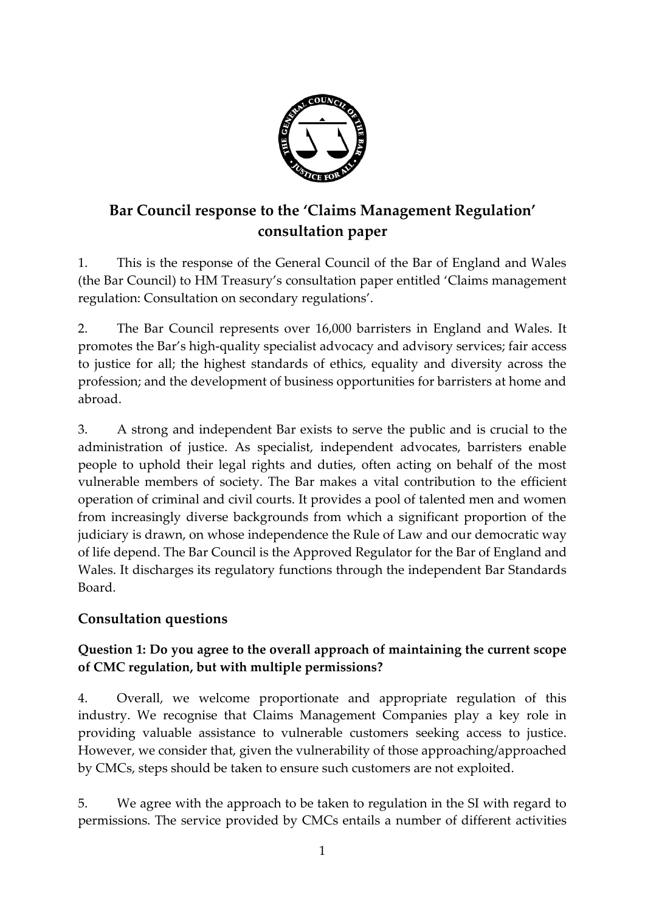# Bar Council response to the 'Claims Management Regulation' consultation paper

1. This is the response of the General Council of the Bar of England and Wales (the Bar Council) to HM Treasury's consultation paper entitled 'Claims management regulation: Consultation on secondary regulations'.

2. The Bar Council represents over 16,000 barristers in England and Wales. It promotes the Bar's high-quality specialist advocacy and advisory services; fair access to justice for all; the highest standards of ethics, equality and diversity across the profession; and the development of business opportunities for barristers at home and abroad.

3. A strong and independent Bar exists to serve the public and is crucial to the administration of justice. As specialist, independent advocates, barristers enable people to uphold their legal rights and duties, often acting on behalf of the most vulnerable members of society. The Bar makes a vital contribution to the efficient operation of criminal and civil courts. It provides a pool of talented men and women from increasingly diverse backgrounds from which a significant proportion of the judiciary is drawn, on whose independence the Rule of Law and our democratic way of life depend. The Bar Council is the Approved Regulator for the Bar of England and Wales. It discharges its regulatory functions through the independent Bar Standards Board.

## Consultation questions

### Question 1: Do you agree to the overall approach of maintaining the current scope of CMC regulation, but with multiple permissions?

4. Overall, we welcome proportionate and appropriate regulation of this industry. We recognise that Claims Management Companies play a key role in providing valuable assistance to vulnerable customers seeking access to justice. However, we consider that, given the vulnerability of those approaching/approached by CMCs, steps should be taken to ensure such customers are not exploited.

5. We agree with the approach to be taken to regulation in the SI with regard to permissions. The service provided by CMCs entails a number of different activities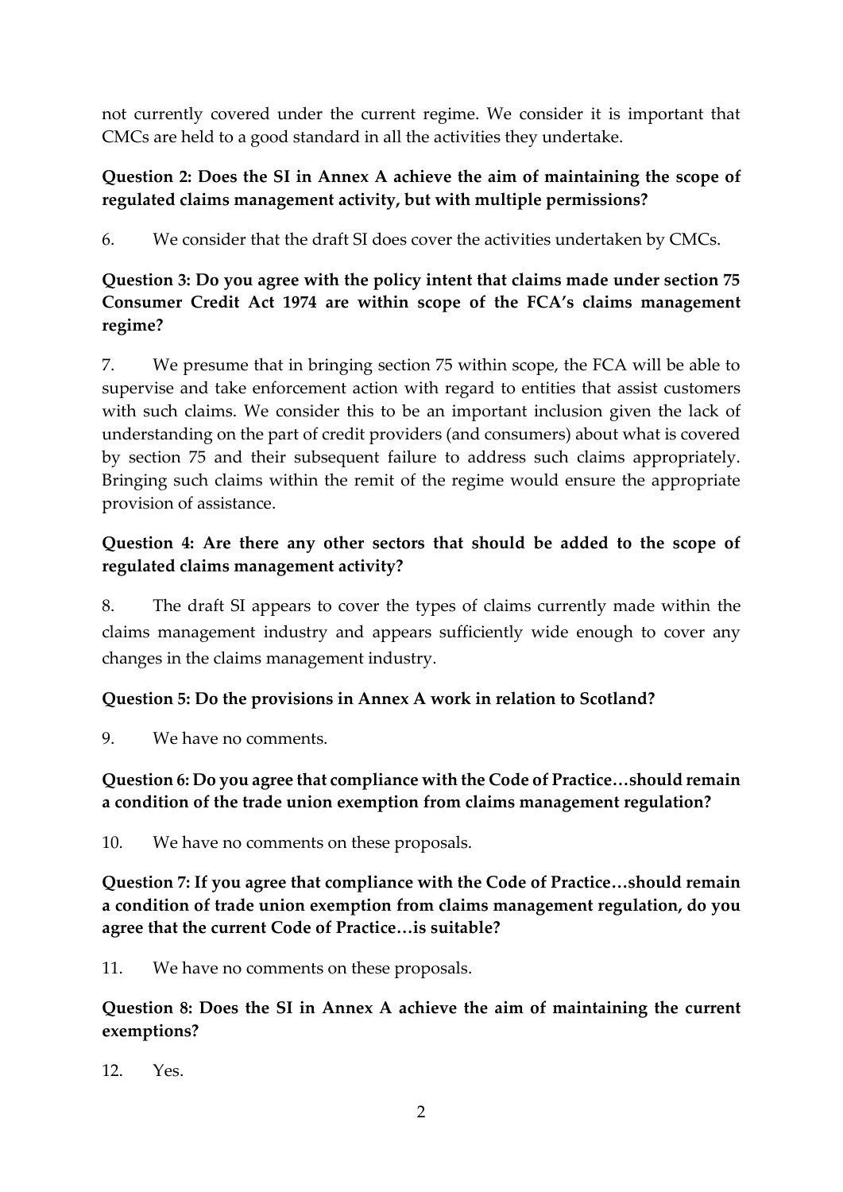not currently covered under the current regime. We consider it is important that CMCs are held to a good standard in all the activities they undertake.

**Question 2: Does the SI in Annex A achieve the aim of maintaining the scope of regulated claims management activity, but with multiple permissions?**

6. We consider that the draft SI does cover the activities undertaken by CMCs.

**Question 3: Do you agree with the policy intent that claims made under section 75 Consumer Credit Act 1974 are within scope of the FCA's claims management regime?**

7. We presume that in bringing section 75 within scope, the FCA will be able to supervise and take enforcement action with regard to entities that assist customers with such claims. We consider this to be an important inclusion given the lack of understanding on the part of credit providers (and consumers) about what is covered by section 75 and their subsequent failure to address such claims appropriately. Bringing such claims within the remit of the regime would ensure the appropriate provision of assistance.

**Question 4: Are there any other sectors that should be added to the scope of regulated claims management activity?**

8. The draft SI appears to cover the types of claims currently made within the claims management industry and appears sufficiently wide enough to cover any changes in the claims management industry.

**Question 5: Do the provisions in Annex A work in relation to Scotland?**

9. We have no comments.

**Question 6: Do you agree that compliance with the Code of Practice…should remain a condition of the trade union exemption from claims management regulation?**

10. We have no comments on these proposals.

**Question 7: If you agree that compliance with the Code of Practice…should remain a condition of trade union exemption from claims management regulation, do you agree that the current Code of Practice…is suitable?**

11. We have no comments on these proposals.

**Question 8: Does the SI in Annex A achieve the aim of maintaining the current exemptions?**

12. Yes.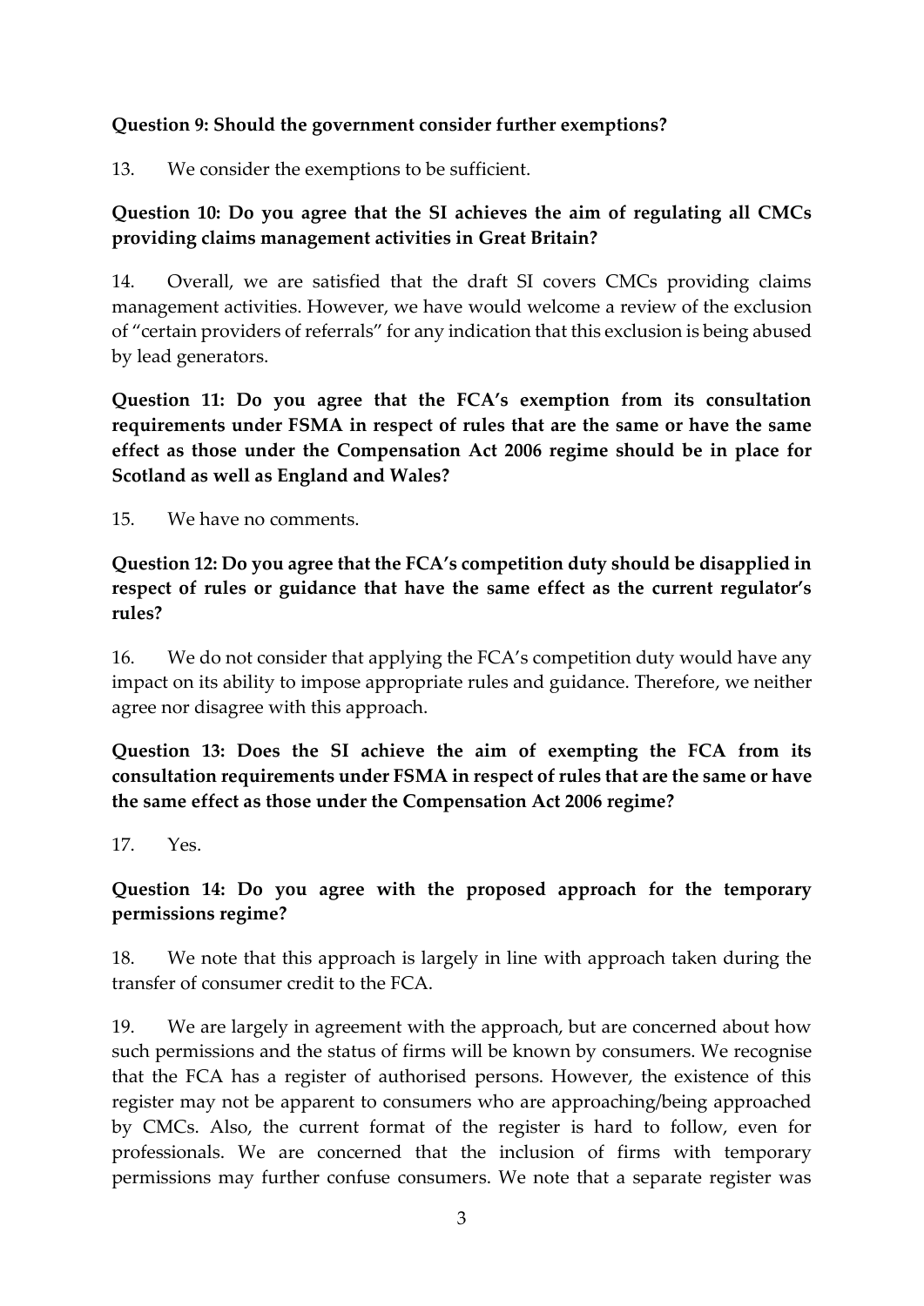**Question 9: Should the government consider further exemptions?**

13. We consider the exemptions to be sufficient.

**Question 10: Do you agree that the SI achieves the aim of regulating all CMCs providing claims management activities in Great Britain?**

14. Overall, we are satisfied that the draft SI covers CMCs providing claims management activities. However, we have would welcome a review of the exclusion of "certain providers of referrals" for any indication that this exclusion is being abused by lead generators.

**Question 11: Do you agree that the FCA's exemption from its consultation requirements under FSMA in respect of rules that are the same or have the same effect as those under the Compensation Act 2006 regime should be in place for Scotland as well as England and Wales?**

15. We have no comments.

**Question 12: Do you agree that the FCA's competition duty should be disapplied in respect of rules or guidance that have the same effect as the current regulator's rules?**

16. We do not consider that applying the FCA's competition duty would have any impact on its ability to impose appropriate rules and guidance. Therefore, we neither agree nor disagree with this approach.

**Question 13: Does the SI achieve the aim of exempting the FCA from its consultation requirements under FSMA in respect of rules that are the same or have the same effect as those under the Compensation Act 2006 regime?**

17. Yes.

**Question 14: Do you agree with the proposed approach for the temporary permissions regime?**

18. We note that this approach is largely in line with approach taken during the transfer of consumer credit to the FCA.

19. We are largely in agreement with the approach, but are concerned about how such permissions and the status of firms will be known by consumers. We recognise that the FCA has a register of authorised persons. However, the existence of this register may not be apparent to consumers who are approaching/being approached by CMCs. Also, the current format of the register is hard to follow, even for professionals. We are concerned that the inclusion of firms with temporary permissions may further confuse consumers. We note that a separate register was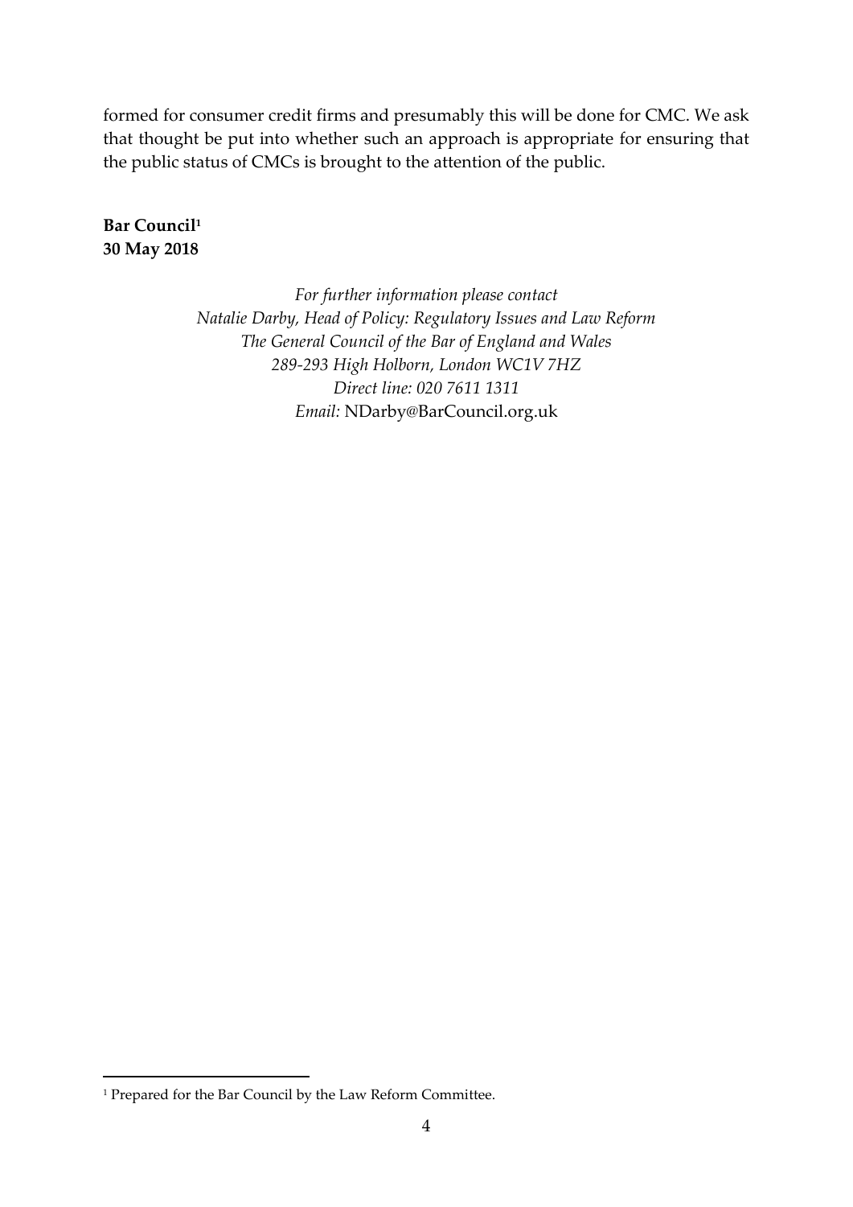formed for consumer credit firms and presumably this will be done for CMC. We ask that thought be put into whether such an approach is appropriate for ensuring that the public status of CMCs is brought to the attention of the public.

**Bar Council[1]**
**30 May 2018**

*For further information please contact*
*Natalie Darby, Head of Policy: Regulatory Issues and Law Reform*
*The General Council of the Bar of England and Wales*
*289-293 High Holborn, London WC1V 7HZ*
*Direct line: 020 7611 1311*
*Email:* NDarby@BarCouncil.org.uk

---

[1] Prepared for the Bar Council by the Law Reform Committee.